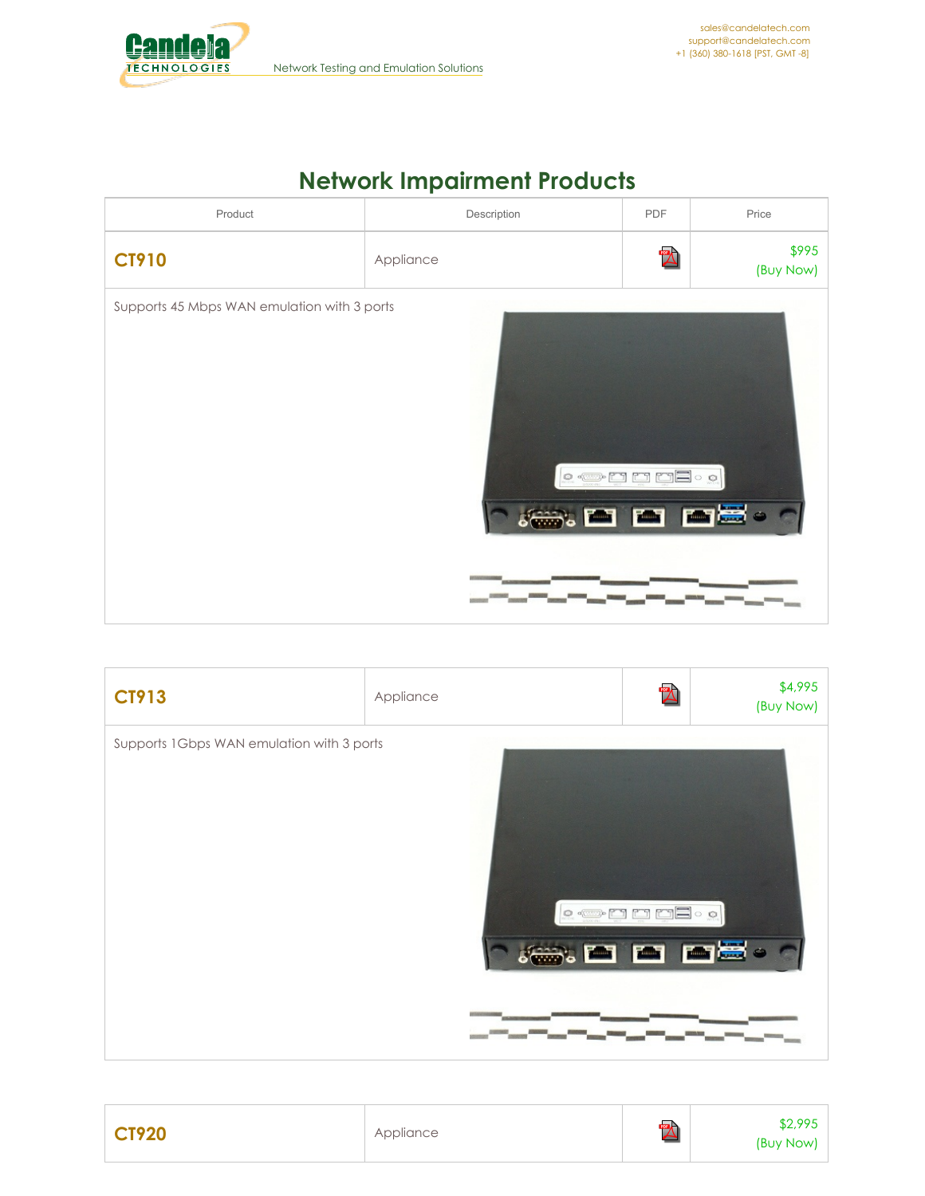sales@candelatech.com
support@candelatech.com
+1 (360) 380-1618 [PST, GMT -8]

Network Testing and Emulation Solutions

# Network Impairment Products

| Product | Description | PDF | Price |
|---|---|---|---|
| CT910 | Appliance | | $995 (Buy Now) |

Supports 45 Mbps WAN emulation with 3 ports

| | | | |
|---|---|---|---|
| CT913 | Appliance | | $4,995 (Buy Now) |

Supports 1Gbps WAN emulation with 3 ports

| | | | |
|---|---|---|---|
| CT920 | Appliance | | $2,995 (Buy Now) |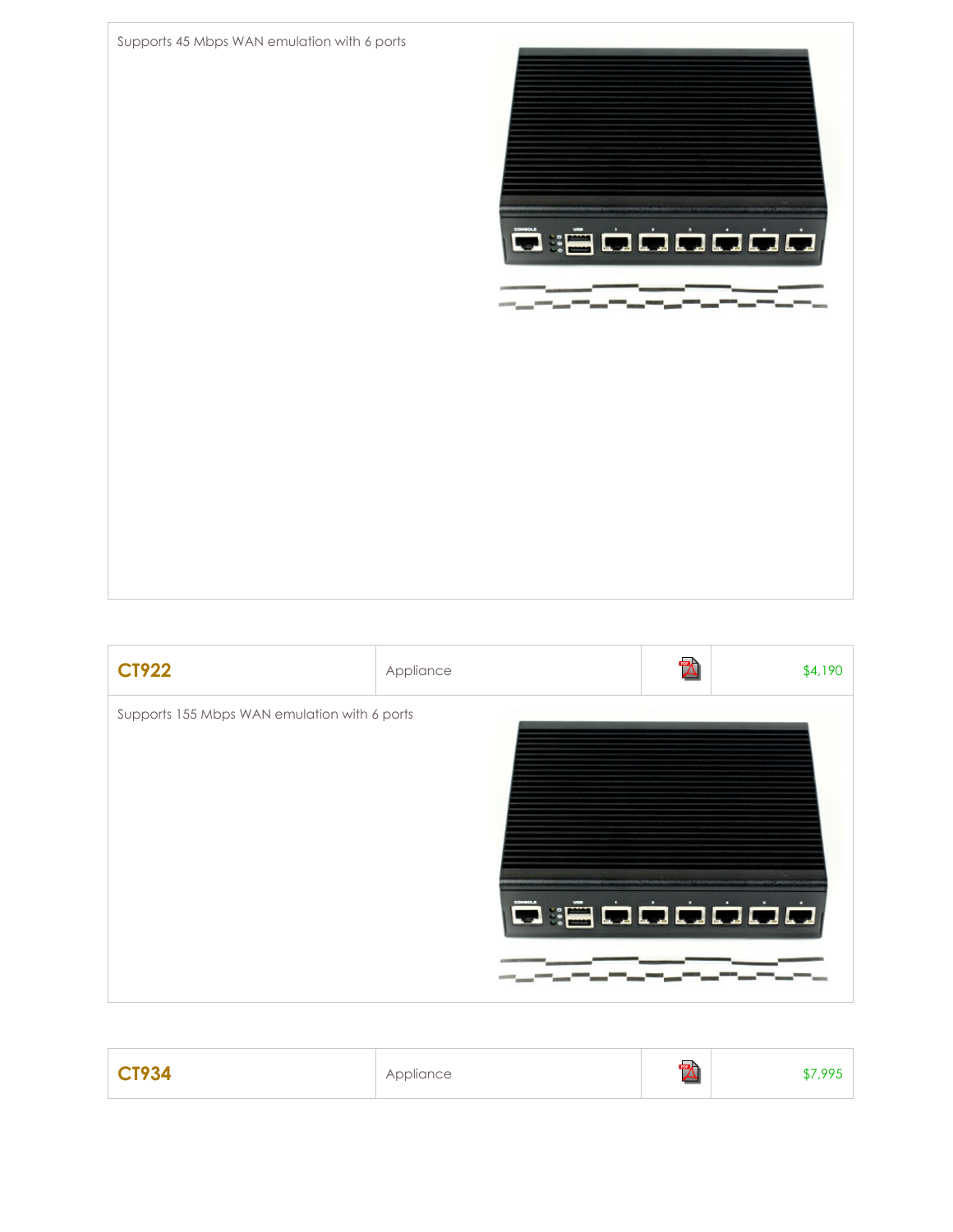Supports 45 Mbps WAN emulation with 6 ports

| | | | |
|---|---|---|---|
| **CT922** | Appliance | | $4,190 |

Supports 155 Mbps WAN emulation with 6 ports

| | | | |
|---|---|---|---|
| **CT934** | Appliance | | $7,995 |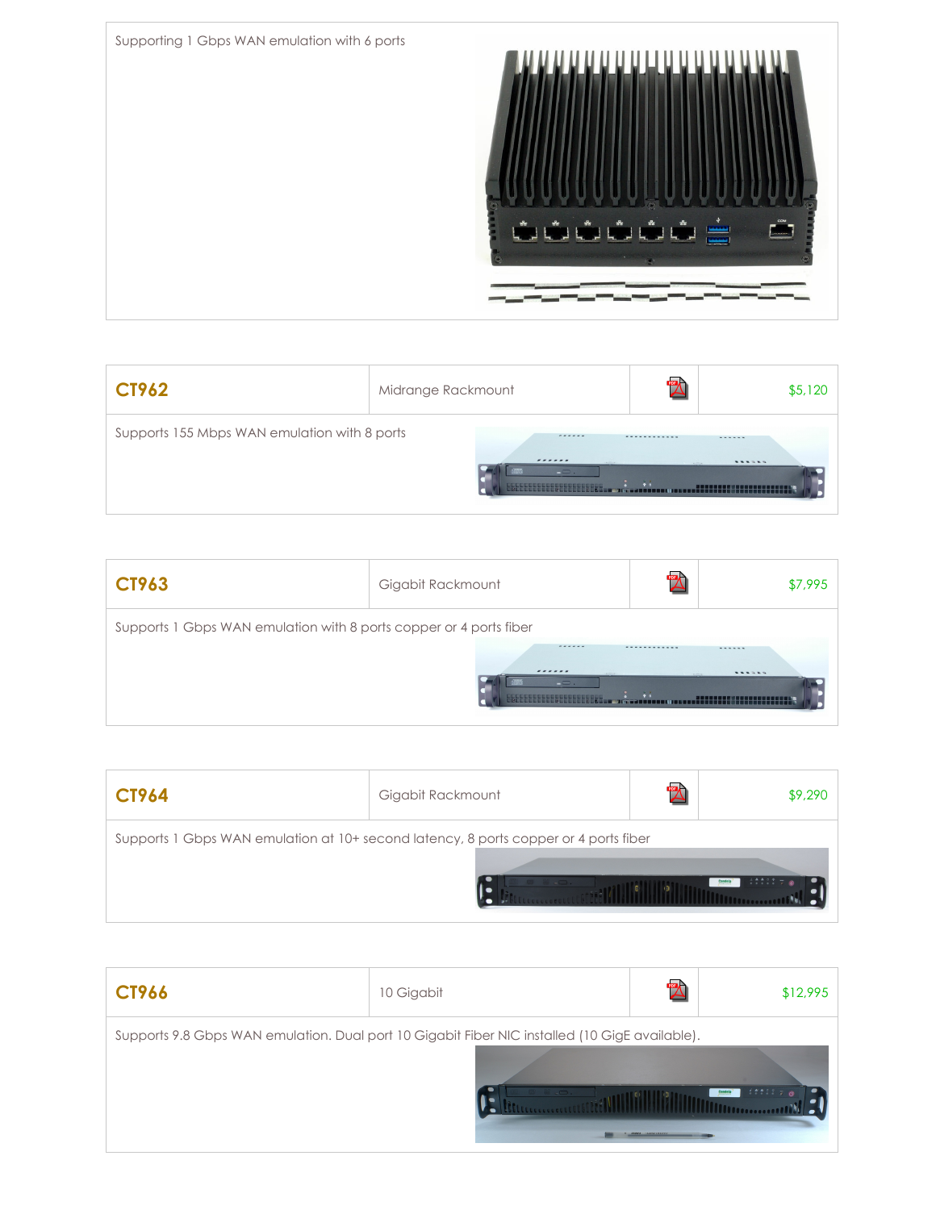Supporting 1 Gbps WAN emulation with 6 ports

| | | | |
|---|---|---|---|
| **CT962** | Midrange Rackmount | | $5,120 |

Supports 155 Mbps WAN emulation with 8 ports

| | | | |
|---|---|---|---|
| **CT963** | Gigabit Rackmount | | $7,995 |

Supports 1 Gbps WAN emulation with 8 ports copper or 4 ports fiber

| | | | |
|---|---|---|---|
| **CT964** | Gigabit Rackmount | | $9,290 |

Supports 1 Gbps WAN emulation at 10+ second latency, 8 ports copper or 4 ports fiber

| | | | |
|---|---|---|---|
| **CT966** | 10 Gigabit | | $12,995 |

Supports 9.8 Gbps WAN emulation. Dual port 10 Gigabit Fiber NIC installed (10 GigE available).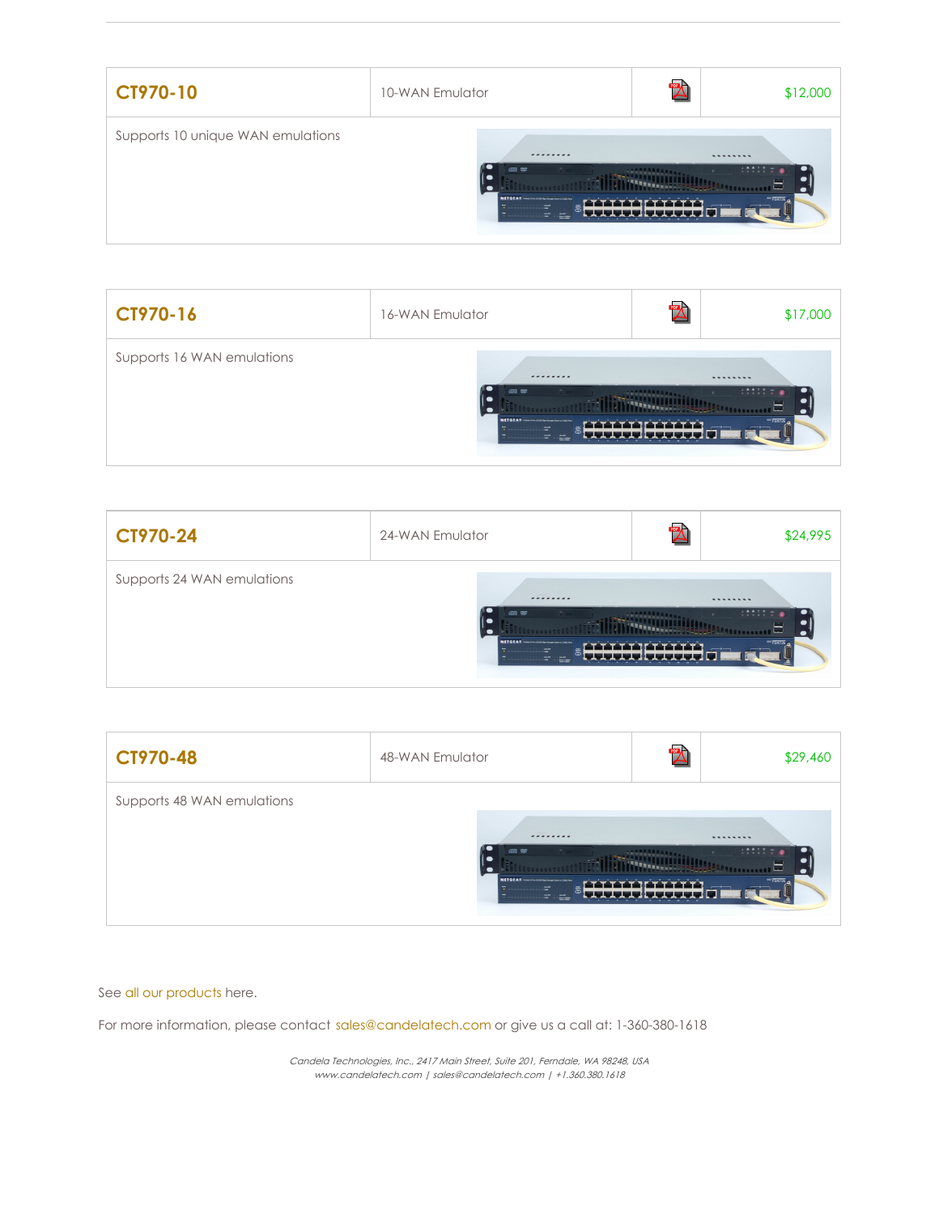| | | | |
|---|---|---|---|
| **CT970-10** | 10-WAN Emulator | | $12,000 |
| Supports 10 unique WAN emulations | | | |

| | | | |
|---|---|---|---|
| **CT970-16** | 16-WAN Emulator | | $17,000 |
| Supports 16 WAN emulations | | | |

| | | | |
|---|---|---|---|
| **CT970-24** | 24-WAN Emulator | | $24,995 |
| Supports 24 WAN emulations | | | |

| | | | |
|---|---|---|---|
| **CT970-48** | 48-WAN Emulator | | $29,460 |
| Supports 48 WAN emulations | | | |

See all our products here.

For more information, please contact sales@candelatech.com or give us a call at: 1-360-380-1618

*Candela Technologies, Inc., 2417 Main Street, Suite 201, Ferndale, WA 98248, USA*
*www.candelatech.com | sales@candelatech.com | +1.360.380.1618*